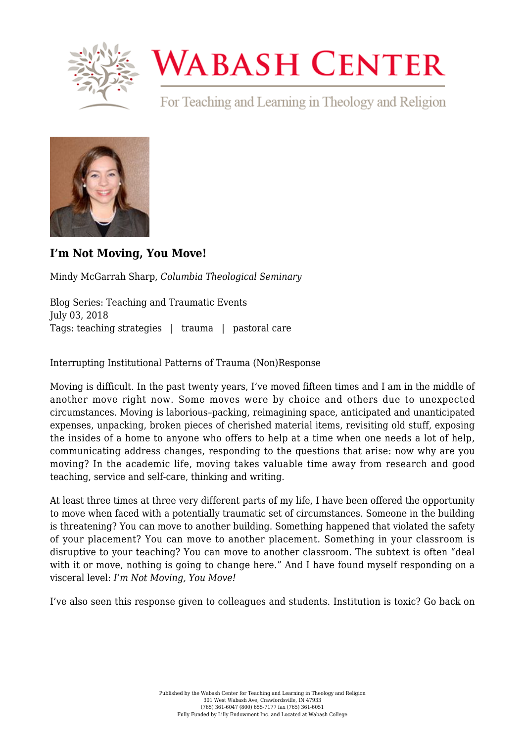# I'm Not Moving, You Move!

Mindy McGarrah Sharp, *Columbia Theological Seminary*

Blog Series: Teaching and Traumatic Events
July 03, 2018
Tags: teaching strategies | trauma | pastoral care

Interrupting Institutional Patterns of Trauma (Non)Response

Moving is difficult. In the past twenty years, I've moved fifteen times and I am in the middle of another move right now. Some moves were by choice and others due to unexpected circumstances. Moving is laborious–packing, reimagining space, anticipated and unanticipated expenses, unpacking, broken pieces of cherished material items, revisiting old stuff, exposing the insides of a home to anyone who offers to help at a time when one needs a lot of help, communicating address changes, responding to the questions that arise: now why are you moving? In the academic life, moving takes valuable time away from research and good teaching, service and self-care, thinking and writing.

At least three times at three very different parts of my life, I have been offered the opportunity to move when faced with a potentially traumatic set of circumstances. Someone in the building is threatening? You can move to another building. Something happened that violated the safety of your placement? You can move to another placement. Something in your classroom is disruptive to your teaching? You can move to another classroom. The subtext is often "deal with it or move, nothing is going to change here." And I have found myself responding on a visceral level: *I'm Not Moving, You Move!*

I've also seen this response given to colleagues and students. Institution is toxic? Go back on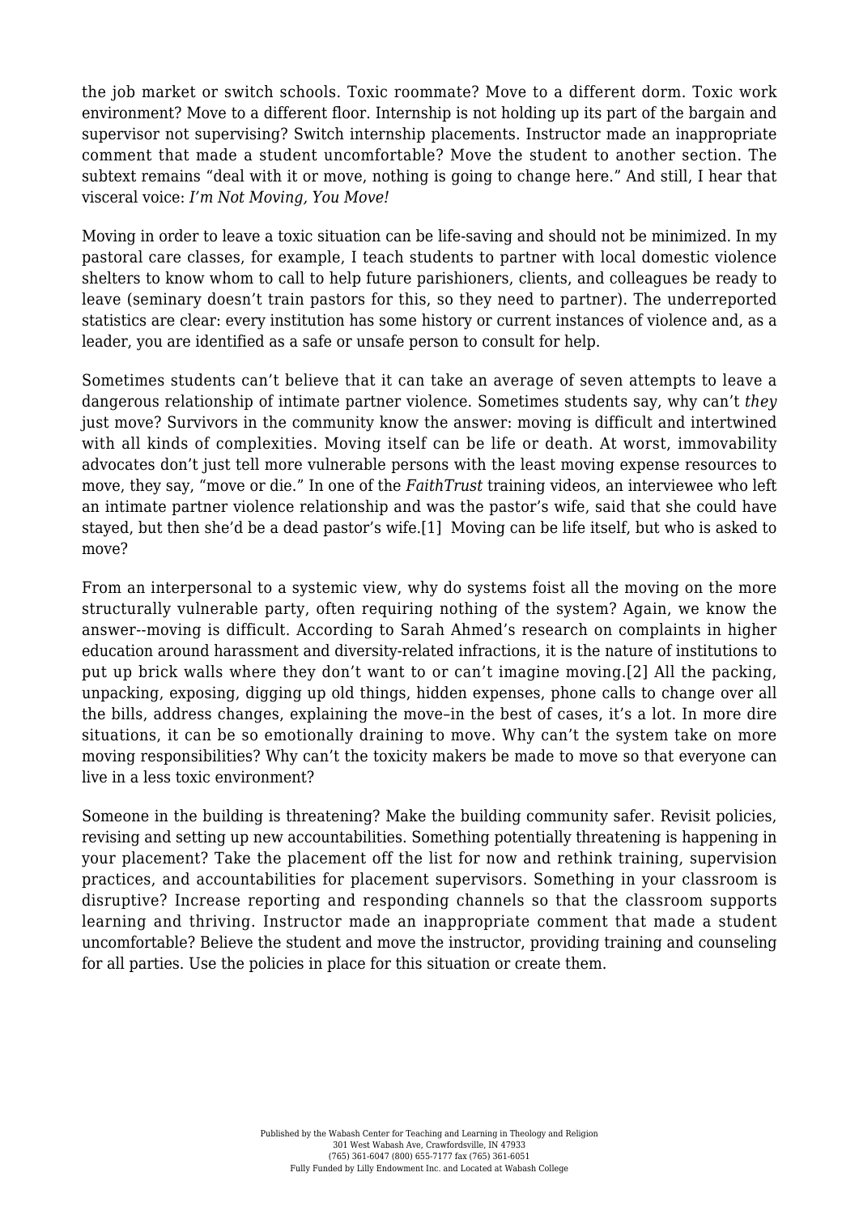the job market or switch schools. Toxic roommate? Move to a different dorm. Toxic work environment? Move to a different floor. Internship is not holding up its part of the bargain and supervisor not supervising? Switch internship placements. Instructor made an inappropriate comment that made a student uncomfortable? Move the student to another section. The subtext remains "deal with it or move, nothing is going to change here." And still, I hear that visceral voice: *I'm Not Moving, You Move!*

Moving in order to leave a toxic situation can be life-saving and should not be minimized. In my pastoral care classes, for example, I teach students to partner with local domestic violence shelters to know whom to call to help future parishioners, clients, and colleagues be ready to leave (seminary doesn't train pastors for this, so they need to partner). The underreported statistics are clear: every institution has some history or current instances of violence and, as a leader, you are identified as a safe or unsafe person to consult for help.

Sometimes students can't believe that it can take an average of seven attempts to leave a dangerous relationship of intimate partner violence. Sometimes students say, why can't *they* just move? Survivors in the community know the answer: moving is difficult and intertwined with all kinds of complexities. Moving itself can be life or death. At worst, immovability advocates don't just tell more vulnerable persons with the least moving expense resources to move, they say, "move or die." In one of the *FaithTrust* training videos, an interviewee who left an intimate partner violence relationship and was the pastor's wife, said that she could have stayed, but then she'd be a dead pastor's wife.[1] Moving can be life itself, but who is asked to move?

From an interpersonal to a systemic view, why do systems foist all the moving on the more structurally vulnerable party, often requiring nothing of the system? Again, we know the answer--moving is difficult. According to Sarah Ahmed's research on complaints in higher education around harassment and diversity-related infractions, it is the nature of institutions to put up brick walls where they don't want to or can't imagine moving.[2] All the packing, unpacking, exposing, digging up old things, hidden expenses, phone calls to change over all the bills, address changes, explaining the move–in the best of cases, it's a lot. In more dire situations, it can be so emotionally draining to move. Why can't the system take on more moving responsibilities? Why can't the toxicity makers be made to move so that everyone can live in a less toxic environment?

Someone in the building is threatening? Make the building community safer. Revisit policies, revising and setting up new accountabilities. Something potentially threatening is happening in your placement? Take the placement off the list for now and rethink training, supervision practices, and accountabilities for placement supervisors. Something in your classroom is disruptive? Increase reporting and responding channels so that the classroom supports learning and thriving. Instructor made an inappropriate comment that made a student uncomfortable? Believe the student and move the instructor, providing training and counseling for all parties. Use the policies in place for this situation or create them.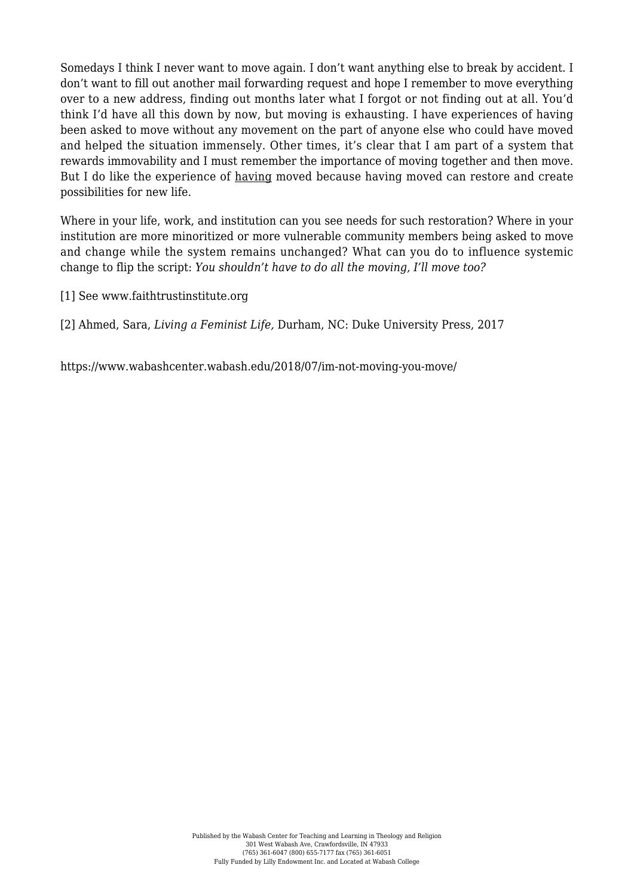Somedays I think I never want to move again. I don't want anything else to break by accident. I don't want to fill out another mail forwarding request and hope I remember to move everything over to a new address, finding out months later what I forgot or not finding out at all. You'd think I'd have all this down by now, but moving is exhausting. I have experiences of having been asked to move without any movement on the part of anyone else who could have moved and helped the situation immensely. Other times, it's clear that I am part of a system that rewards immovability and I must remember the importance of moving together and then move. But I do like the experience of <u>having</u> moved because having moved can restore and create possibilities for new life.

Where in your life, work, and institution can you see needs for such restoration? Where in your institution are more minoritized or more vulnerable community members being asked to move and change while the system remains unchanged? What can you do to influence systemic change to flip the script: *You shouldn't have to do all the moving, I'll move too?*

[1] See www.faithtrustinstitute.org

[2] Ahmed, Sara, *Living a Feminist Life,* Durham, NC: Duke University Press, 2017

https://www.wabashcenter.wabash.edu/2018/07/im-not-moving-you-move/

Published by the Wabash Center for Teaching and Learning in Theology and Religion
301 West Wabash Ave, Crawfordsville, IN 47933
(765) 361-6047 (800) 655-7177 fax (765) 361-6051
Fully Funded by Lilly Endowment Inc. and Located at Wabash College